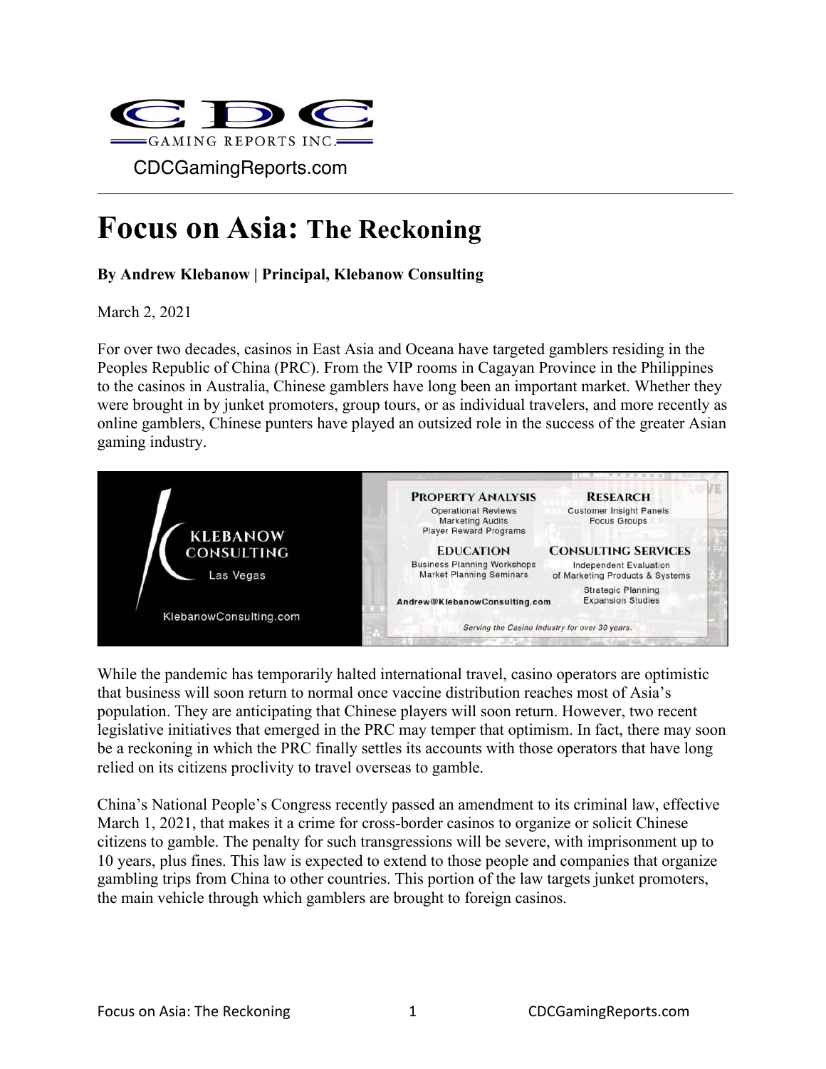CDC GAMING REPORTS INC.

CDCGamingReports.com

# Focus on Asia: The Reckoning

**By Andrew Klebanow | Principal, Klebanow Consulting**

March 2, 2021

For over two decades, casinos in East Asia and Oceana have targeted gamblers residing in the Peoples Republic of China (PRC). From the VIP rooms in Cagayan Province in the Philippines to the casinos in Australia, Chinese gamblers have long been an important market. Whether they were brought in by junket promoters, group tours, or as individual travelers, and more recently as online gamblers, Chinese punters have played an outsized role in the success of the greater Asian gaming industry.

KLEBANOW CONSULTING
Las Vegas
KlebanowConsulting.com

PROPERTY ANALYSIS
Operational Reviews
Marketing Audits
Player Reward Programs

RESEARCH
Customer Insight Panels
Focus Groups

EDUCATION
Business Planning Workshops
Market Planning Seminars

CONSULTING SERVICES
Independent Evaluation of Marketing Products & Systems
Strategic Planning
Expansion Studies

Andrew@KlebanowConsulting.com

*Serving the Casino Industry for over 30 years.*

While the pandemic has temporarily halted international travel, casino operators are optimistic that business will soon return to normal once vaccine distribution reaches most of Asia's population. They are anticipating that Chinese players will soon return. However, two recent legislative initiatives that emerged in the PRC may temper that optimism. In fact, there may soon be a reckoning in which the PRC finally settles its accounts with those operators that have long relied on its citizens proclivity to travel overseas to gamble.

China's National People's Congress recently passed an amendment to its criminal law, effective March 1, 2021, that makes it a crime for cross-border casinos to organize or solicit Chinese citizens to gamble. The penalty for such transgressions will be severe, with imprisonment up to 10 years, plus fines. This law is expected to extend to those people and companies that organize gambling trips from China to other countries. This portion of the law targets junket promoters, the main vehicle through which gamblers are brought to foreign casinos.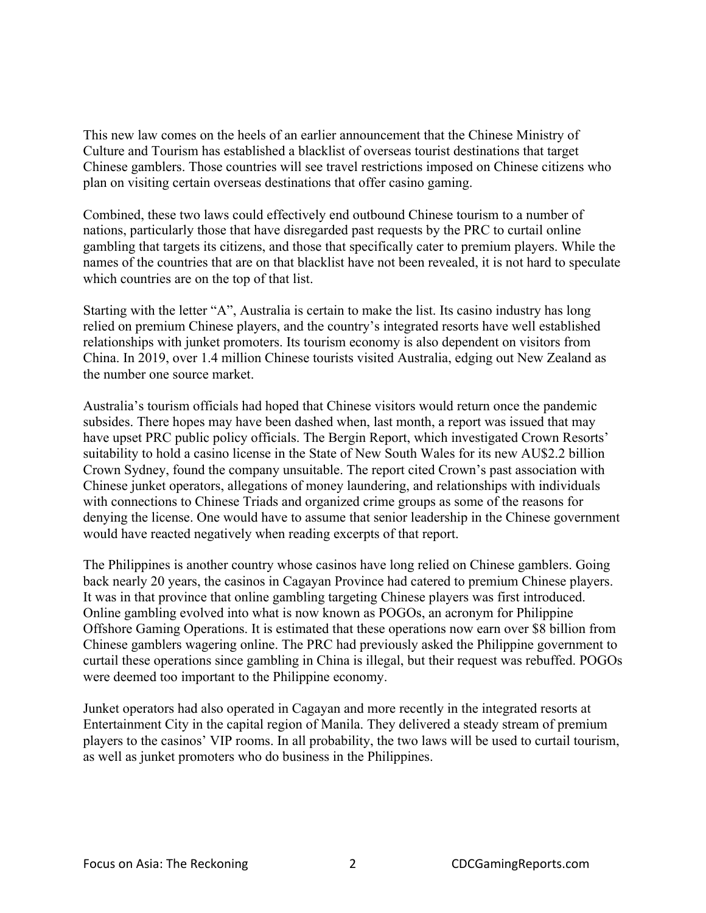This new law comes on the heels of an earlier announcement that the Chinese Ministry of Culture and Tourism has established a blacklist of overseas tourist destinations that target Chinese gamblers. Those countries will see travel restrictions imposed on Chinese citizens who plan on visiting certain overseas destinations that offer casino gaming.

Combined, these two laws could effectively end outbound Chinese tourism to a number of nations, particularly those that have disregarded past requests by the PRC to curtail online gambling that targets its citizens, and those that specifically cater to premium players. While the names of the countries that are on that blacklist have not been revealed, it is not hard to speculate which countries are on the top of that list.

Starting with the letter "A", Australia is certain to make the list. Its casino industry has long relied on premium Chinese players, and the country's integrated resorts have well established relationships with junket promoters. Its tourism economy is also dependent on visitors from China. In 2019, over 1.4 million Chinese tourists visited Australia, edging out New Zealand as the number one source market.

Australia's tourism officials had hoped that Chinese visitors would return once the pandemic subsides. There hopes may have been dashed when, last month, a report was issued that may have upset PRC public policy officials. The Bergin Report, which investigated Crown Resorts' suitability to hold a casino license in the State of New South Wales for its new AU$2.2 billion Crown Sydney, found the company unsuitable. The report cited Crown's past association with Chinese junket operators, allegations of money laundering, and relationships with individuals with connections to Chinese Triads and organized crime groups as some of the reasons for denying the license. One would have to assume that senior leadership in the Chinese government would have reacted negatively when reading excerpts of that report.

The Philippines is another country whose casinos have long relied on Chinese gamblers. Going back nearly 20 years, the casinos in Cagayan Province had catered to premium Chinese players. It was in that province that online gambling targeting Chinese players was first introduced. Online gambling evolved into what is now known as POGOs, an acronym for Philippine Offshore Gaming Operations. It is estimated that these operations now earn over $8 billion from Chinese gamblers wagering online. The PRC had previously asked the Philippine government to curtail these operations since gambling in China is illegal, but their request was rebuffed. POGOs were deemed too important to the Philippine economy.

Junket operators had also operated in Cagayan and more recently in the integrated resorts at Entertainment City in the capital region of Manila. They delivered a steady stream of premium players to the casinos' VIP rooms. In all probability, the two laws will be used to curtail tourism, as well as junket promoters who do business in the Philippines.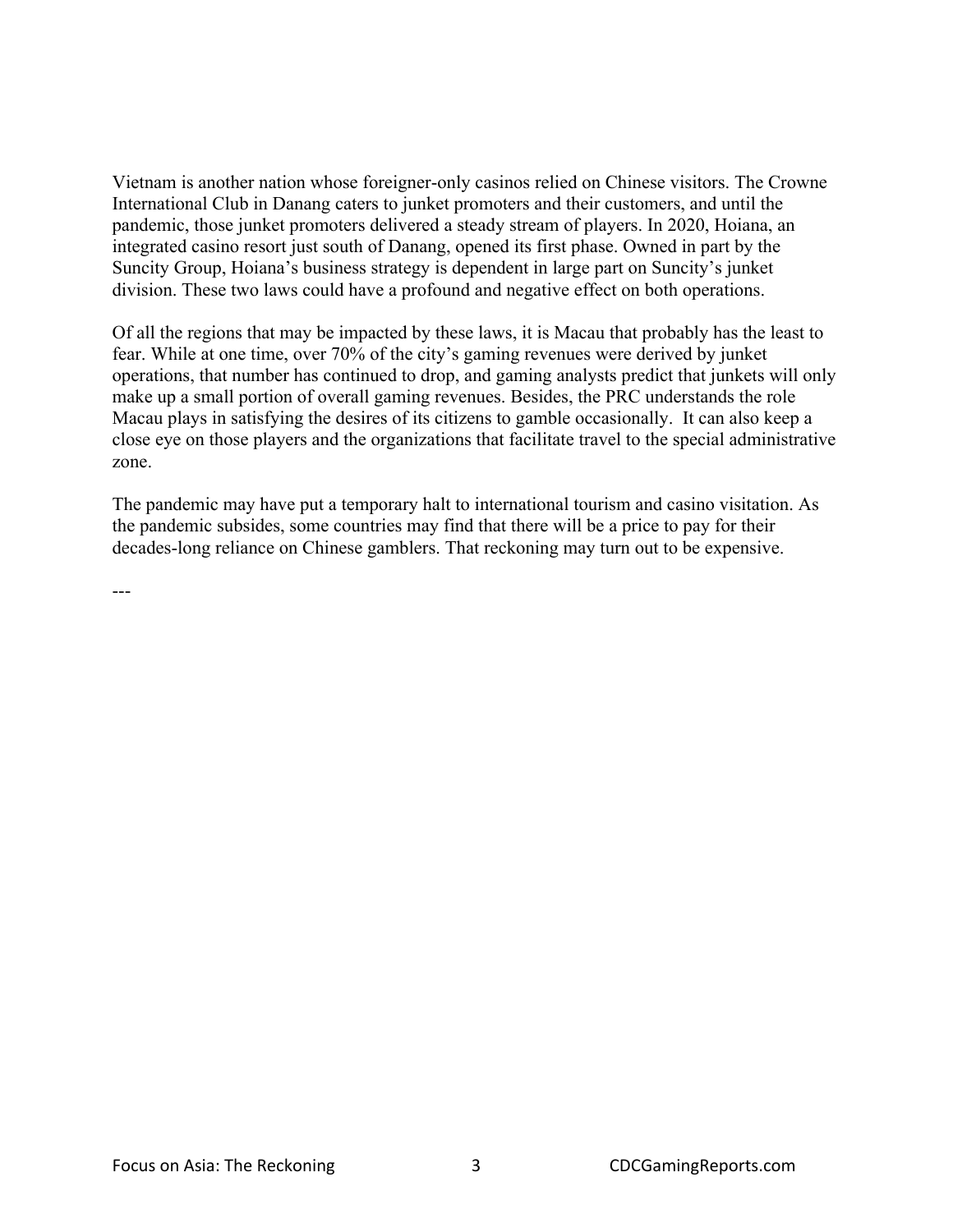Vietnam is another nation whose foreigner-only casinos relied on Chinese visitors. The Crowne International Club in Danang caters to junket promoters and their customers, and until the pandemic, those junket promoters delivered a steady stream of players. In 2020, Hoiana, an integrated casino resort just south of Danang, opened its first phase. Owned in part by the Suncity Group, Hoiana's business strategy is dependent in large part on Suncity's junket division. These two laws could have a profound and negative effect on both operations.

Of all the regions that may be impacted by these laws, it is Macau that probably has the least to fear. While at one time, over 70% of the city's gaming revenues were derived by junket operations, that number has continued to drop, and gaming analysts predict that junkets will only make up a small portion of overall gaming revenues. Besides, the PRC understands the role Macau plays in satisfying the desires of its citizens to gamble occasionally. It can also keep a close eye on those players and the organizations that facilitate travel to the special administrative zone.

The pandemic may have put a temporary halt to international tourism and casino visitation. As the pandemic subsides, some countries may find that there will be a price to pay for their decades-long reliance on Chinese gamblers. That reckoning may turn out to be expensive.

---